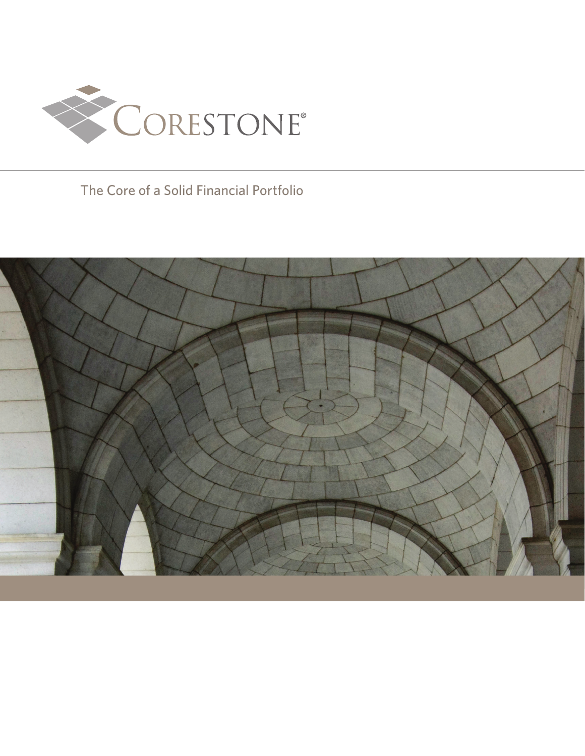# CORESTONE®

The Core of a Solid Financial Portfolio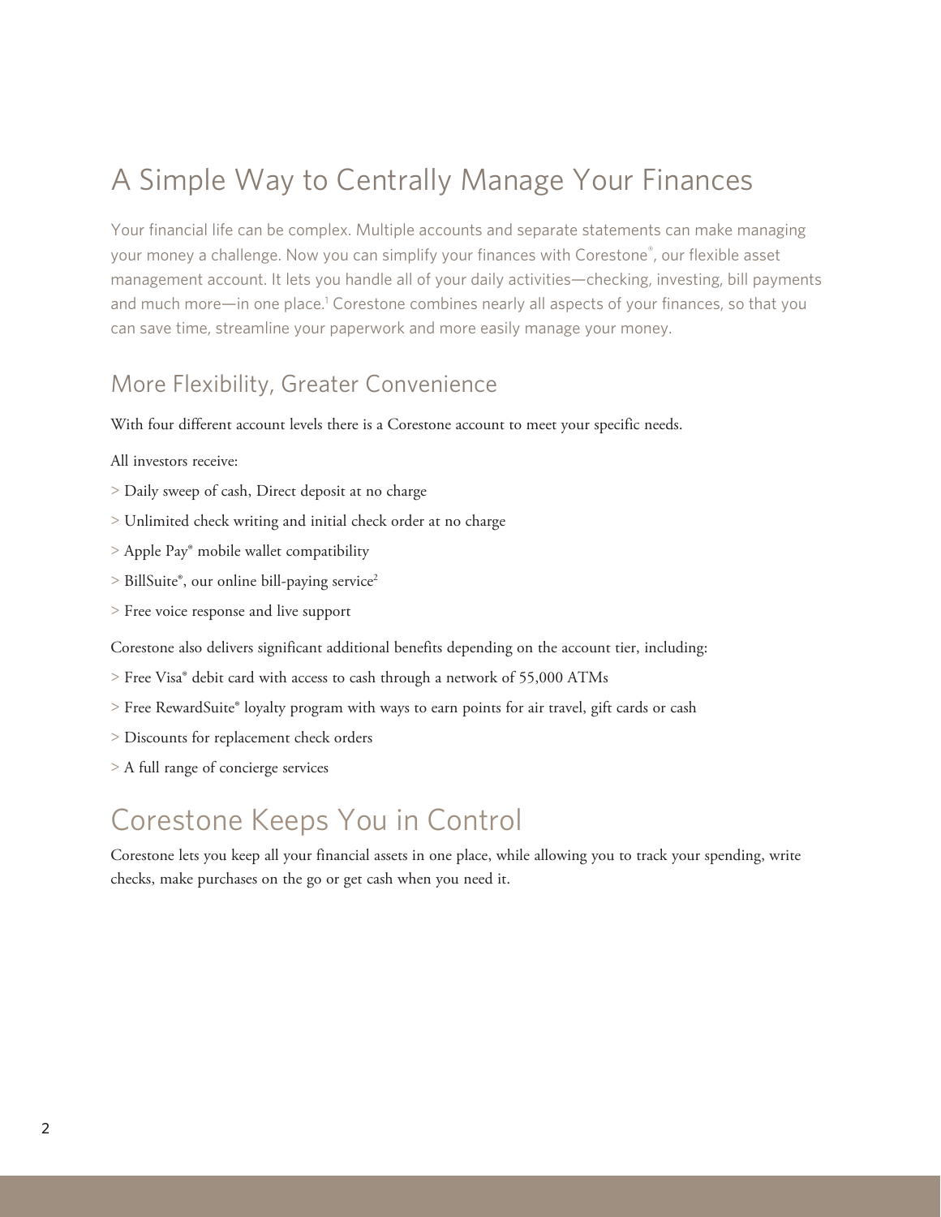# A Simple Way to Centrally Manage Your Finances

Your financial life can be complex. Multiple accounts and separate statements can make managing your money a challenge. Now you can simplify your finances with Corestone®, our flexible asset management account. It lets you handle all of your daily activities—checking, investing, bill payments and much more—in one place.[1] Corestone combines nearly all aspects of your finances, so that you can save time, streamline your paperwork and more easily manage your money.

## More Flexibility, Greater Convenience

With four different account levels there is a Corestone account to meet your specific needs.

All investors receive:

> Daily sweep of cash, Direct deposit at no charge

> Unlimited check writing and initial check order at no charge

> Apple Pay® mobile wallet compatibility

> BillSuite®, our online bill-paying service[2]

> Free voice response and live support

Corestone also delivers significant additional benefits depending on the account tier, including:

> Free Visa® debit card with access to cash through a network of 55,000 ATMs

> Free RewardSuite® loyalty program with ways to earn points for air travel, gift cards or cash

> Discounts for replacement check orders

> A full range of concierge services

# Corestone Keeps You in Control

Corestone lets you keep all your financial assets in one place, while allowing you to track your spending, write checks, make purchases on the go or get cash when you need it.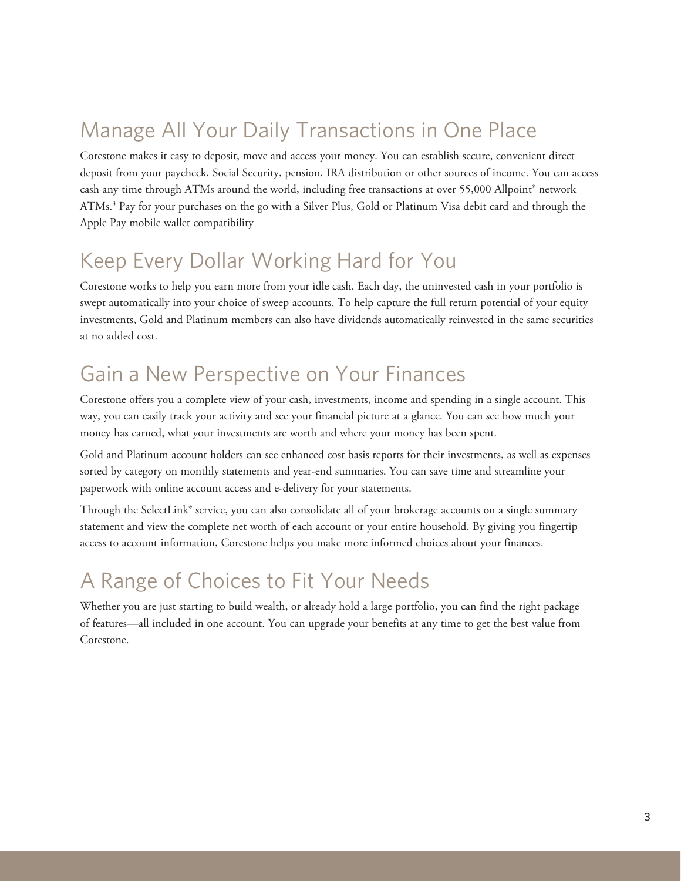## Manage All Your Daily Transactions in One Place

Corestone makes it easy to deposit, move and access your money. You can establish secure, convenient direct deposit from your paycheck, Social Security, pension, IRA distribution or other sources of income. You can access cash any time through ATMs around the world, including free transactions at over 55,000 Allpoint® network ATMs.[3] Pay for your purchases on the go with a Silver Plus, Gold or Platinum Visa debit card and through the Apple Pay mobile wallet compatibility

## Keep Every Dollar Working Hard for You

Corestone works to help you earn more from your idle cash. Each day, the uninvested cash in your portfolio is swept automatically into your choice of sweep accounts. To help capture the full return potential of your equity investments, Gold and Platinum members can also have dividends automatically reinvested in the same securities at no added cost.

## Gain a New Perspective on Your Finances

Corestone offers you a complete view of your cash, investments, income and spending in a single account. This way, you can easily track your activity and see your financial picture at a glance. You can see how much your money has earned, what your investments are worth and where your money has been spent.

Gold and Platinum account holders can see enhanced cost basis reports for their investments, as well as expenses sorted by category on monthly statements and year-end summaries. You can save time and streamline your paperwork with online account access and e-delivery for your statements.

Through the SelectLink® service, you can also consolidate all of your brokerage accounts on a single summary statement and view the complete net worth of each account or your entire household. By giving you fingertip access to account information, Corestone helps you make more informed choices about your finances.

## A Range of Choices to Fit Your Needs

Whether you are just starting to build wealth, or already hold a large portfolio, you can find the right package of features—all included in one account. You can upgrade your benefits at any time to get the best value from Corestone.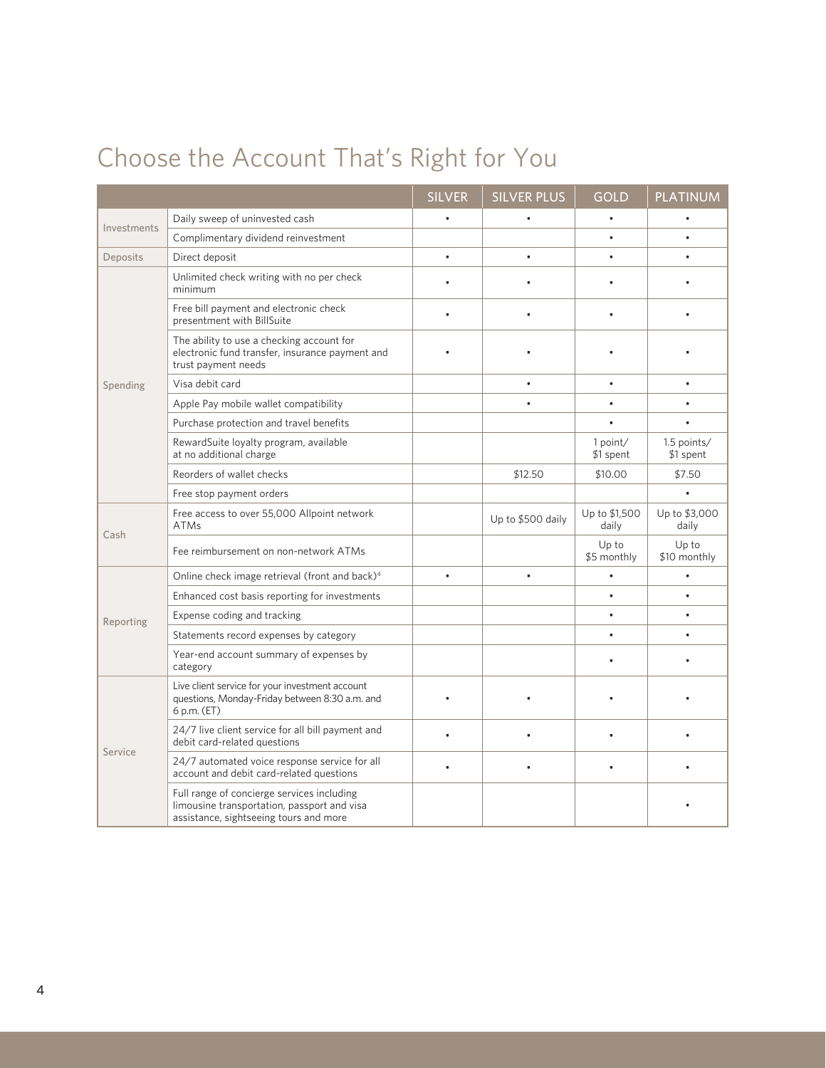# Choose the Account That's Right for You

| | | SILVER | SILVER PLUS | GOLD | PLATINUM |
|---|---|---|---|---|---|
| Investments | Daily sweep of uninvested cash | • | • | • | • |
| | Complimentary dividend reinvestment | | | • | • |
| Deposits | Direct deposit | • | • | • | • |
| Spending | Unlimited check writing with no per check minimum | • | • | • | • |
| | Free bill payment and electronic check presentment with BillSuite | • | • | • | • |
| | The ability to use a checking account for electronic fund transfer, insurance payment and trust payment needs | • | • | • | • |
| | Visa debit card | | • | • | • |
| | Apple Pay mobile wallet compatibility | | • | • | • |
| | Purchase protection and travel benefits | | | • | • |
| | RewardSuite loyalty program, available at no additional charge | | | 1 point/ $1 spent | 1.5 points/ $1 spent |
| | Reorders of wallet checks | | $12.50 | $10.00 | $7.50 |
| | Free stop payment orders | | | | • |
| Cash | Free access to over 55,000 Allpoint network ATMs | | Up to $500 daily | Up to $1,500 daily | Up to $3,000 daily |
| | Fee reimbursement on non-network ATMs | | | Up to $5 monthly | Up to $10 monthly |
| Reporting | Online check image retrieval (front and back)[4] | • | • | • | • |
| | Enhanced cost basis reporting for investments | | | • | • |
| | Expense coding and tracking | | | • | • |
| | Statements record expenses by category | | | • | • |
| | Year-end account summary of expenses by category | | | • | • |
| Service | Live client service for your investment account questions, Monday-Friday between 8:30 a.m. and 6 p.m. (ET) | • | • | • | • |
| | 24/7 live client service for all bill payment and debit card-related questions | • | • | • | • |
| | 24/7 automated voice response service for all account and debit card-related questions | • | • | • | • |
| | Full range of concierge services including limousine transportation, passport and visa assistance, sightseeing tours and more | | | | • |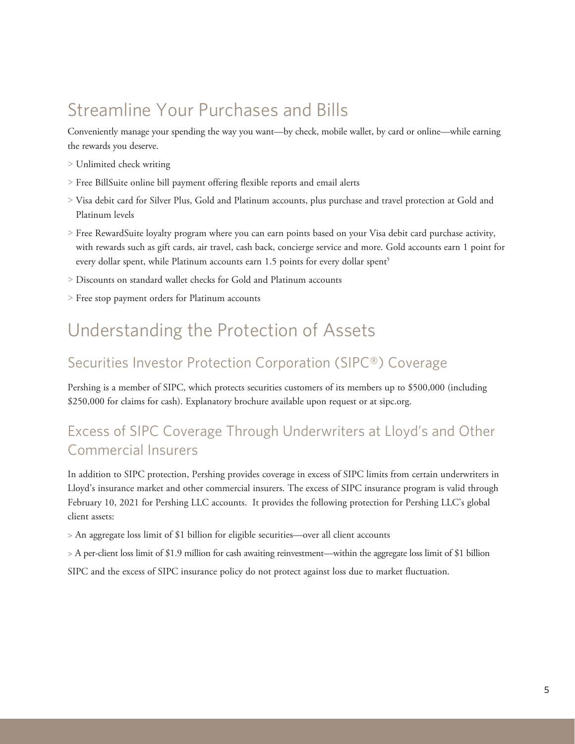## Streamline Your Purchases and Bills

Conveniently manage your spending the way you want—by check, mobile wallet, by card or online—while earning the rewards you deserve.

> Unlimited check writing

> Free BillSuite online bill payment offering flexible reports and email alerts

> Visa debit card for Silver Plus, Gold and Platinum accounts, plus purchase and travel protection at Gold and Platinum levels

> Free RewardSuite loyalty program where you can earn points based on your Visa debit card purchase activity, with rewards such as gift cards, air travel, cash back, concierge service and more. Gold accounts earn 1 point for every dollar spent, while Platinum accounts earn 1.5 points for every dollar spent[5]

> Discounts on standard wallet checks for Gold and Platinum accounts

> Free stop payment orders for Platinum accounts

## Understanding the Protection of Assets

### Securities Investor Protection Corporation (SIPC®) Coverage

Pershing is a member of SIPC, which protects securities customers of its members up to $500,000 (including $250,000 for claims for cash). Explanatory brochure available upon request or at sipc.org.

### Excess of SIPC Coverage Through Underwriters at Lloyd's and Other Commercial Insurers

In addition to SIPC protection, Pershing provides coverage in excess of SIPC limits from certain underwriters in Lloyd's insurance market and other commercial insurers. The excess of SIPC insurance program is valid through February 10, 2021 for Pershing LLC accounts. It provides the following protection for Pershing LLC's global client assets:

> An aggregate loss limit of $1 billion for eligible securities—over all client accounts

> A per-client loss limit of $1.9 million for cash awaiting reinvestment—within the aggregate loss limit of $1 billion

SIPC and the excess of SIPC insurance policy do not protect against loss due to market fluctuation.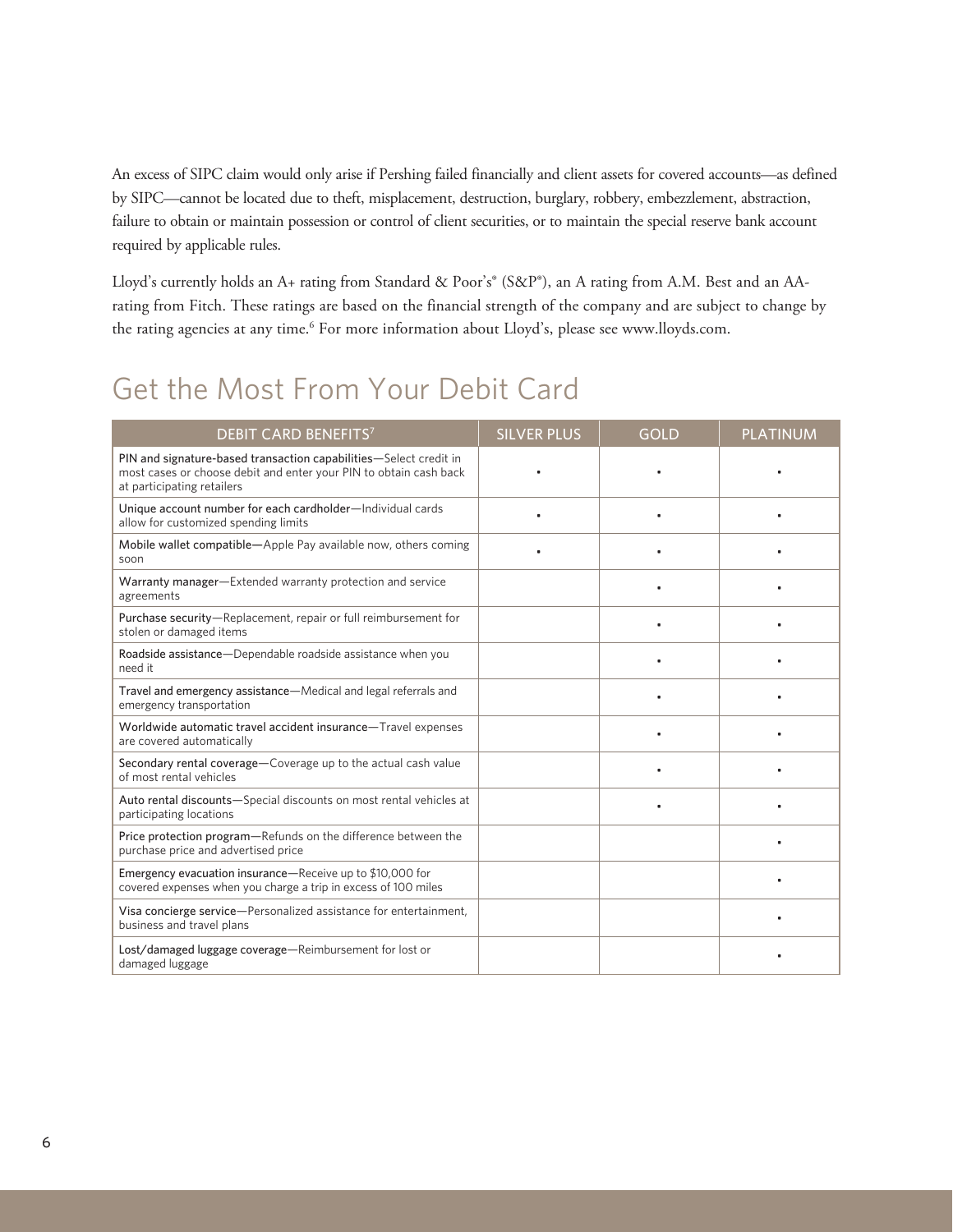An excess of SIPC claim would only arise if Pershing failed financially and client assets for covered accounts—as defined by SIPC—cannot be located due to theft, misplacement, destruction, burglary, robbery, embezzlement, abstraction, failure to obtain or maintain possession or control of client securities, or to maintain the special reserve bank account required by applicable rules.

Lloyd's currently holds an A+ rating from Standard & Poor's® (S&P®), an A rating from A.M. Best and an AA- rating from Fitch. These ratings are based on the financial strength of the company and are subject to change by the rating agencies at any time.[6] For more information about Lloyd's, please see www.lloyds.com.

## Get the Most From Your Debit Card

| DEBIT CARD BENEFITS[7] | SILVER PLUS | GOLD | PLATINUM |
|---|---|---|---|
| PIN and signature-based transaction capabilities—Select credit in most cases or choose debit and enter your PIN to obtain cash back at participating retailers | • | • | • |
| Unique account number for each cardholder—Individual cards allow for customized spending limits | • | • | • |
| Mobile wallet compatible—Apple Pay available now, others coming soon | • | • | • |
| Warranty manager—Extended warranty protection and service agreements | | • | • |
| Purchase security—Replacement, repair or full reimbursement for stolen or damaged items | | • | • |
| Roadside assistance—Dependable roadside assistance when you need it | | • | • |
| Travel and emergency assistance—Medical and legal referrals and emergency transportation | | • | • |
| Worldwide automatic travel accident insurance—Travel expenses are covered automatically | | • | • |
| Secondary rental coverage—Coverage up to the actual cash value of most rental vehicles | | • | • |
| Auto rental discounts—Special discounts on most rental vehicles at participating locations | | • | • |
| Price protection program—Refunds on the difference between the purchase price and advertised price | | | • |
| Emergency evacuation insurance—Receive up to $10,000 for covered expenses when you charge a trip in excess of 100 miles | | | • |
| Visa concierge service—Personalized assistance for entertainment, business and travel plans | | | • |
| Lost/damaged luggage coverage—Reimbursement for lost or damaged luggage | | | • |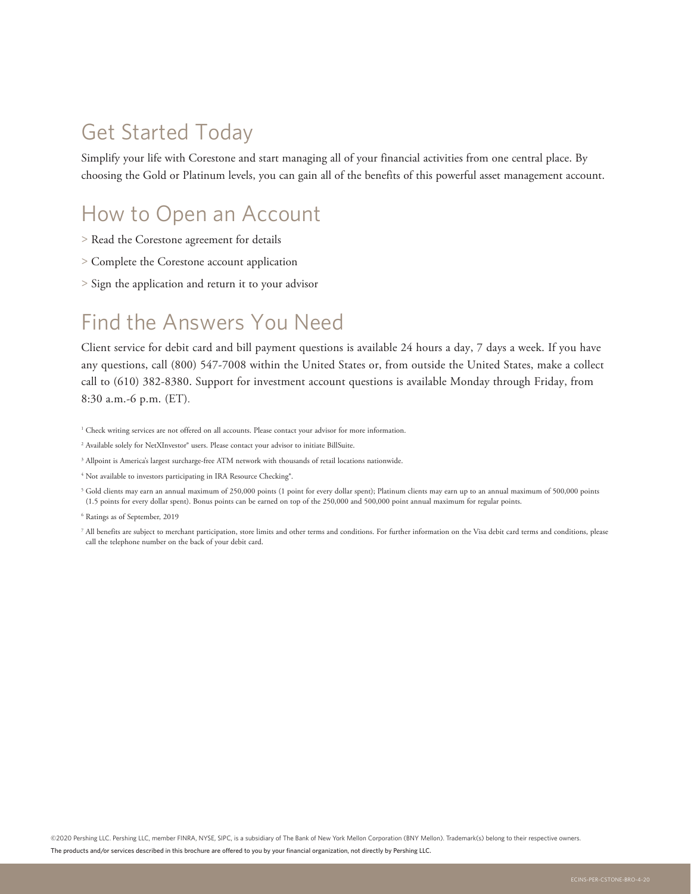## Get Started Today

Simplify your life with Corestone and start managing all of your financial activities from one central place. By choosing the Gold or Platinum levels, you can gain all of the benefits of this powerful asset management account.

## How to Open an Account

> Read the Corestone agreement for details

> Complete the Corestone account application

> Sign the application and return it to your advisor

## Find the Answers You Need

Client service for debit card and bill payment questions is available 24 hours a day, 7 days a week. If you have any questions, call (800) 547-7008 within the United States or, from outside the United States, make a collect call to (610) 382-8380. Support for investment account questions is available Monday through Friday, from 8:30 a.m.-6 p.m. (ET).

[1] Check writing services are not offered on all accounts. Please contact your advisor for more information.

[2] Available solely for NetXInvestor® users. Please contact your advisor to initiate BillSuite.

[3] Allpoint is America's largest surcharge-free ATM network with thousands of retail locations nationwide.

[4] Not available to investors participating in IRA Resource Checking®.

[5] Gold clients may earn an annual maximum of 250,000 points (1 point for every dollar spent); Platinum clients may earn up to an annual maximum of 500,000 points (1.5 points for every dollar spent). Bonus points can be earned on top of the 250,000 and 500,000 point annual maximum for regular points.

[6] Ratings as of September, 2019

[7] All benefits are subject to merchant participation, store limits and other terms and conditions. For further information on the Visa debit card terms and conditions, please call the telephone number on the back of your debit card.

©2020 Pershing LLC. Pershing LLC, member FINRA, NYSE, SIPC, is a subsidiary of The Bank of New York Mellon Corporation (BNY Mellon). Trademark(s) belong to their respective owners.

The products and/or services described in this brochure are offered to you by your financial organization, not directly by Pershing LLC.

ECINS-PER-CSTONE-BRO-4-20